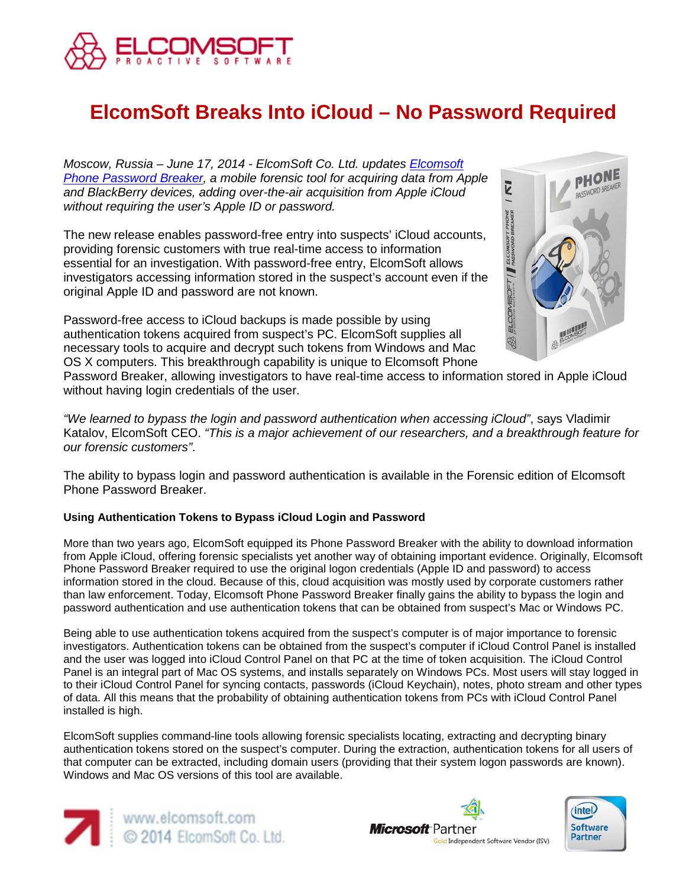# ElcomSoft Breaks Into iCloud – No Password Required

*Moscow, Russia – June 17, 2014 - ElcomSoft Co. Ltd. updates [Elcomsoft Phone Password Breaker](), a mobile forensic tool for acquiring data from Apple and BlackBerry devices, adding over-the-air acquisition from Apple iCloud without requiring the user's Apple ID or password.*

The new release enables password-free entry into suspects' iCloud accounts, providing forensic customers with true real-time access to information essential for an investigation. With password-free entry, ElcomSoft allows investigators accessing information stored in the suspect's account even if the original Apple ID and password are not known.

Password-free access to iCloud backups is made possible by using authentication tokens acquired from suspect's PC. ElcomSoft supplies all necessary tools to acquire and decrypt such tokens from Windows and Mac OS X computers. This breakthrough capability is unique to Elcomsoft Phone Password Breaker, allowing investigators to have real-time access to information stored in Apple iCloud without having login credentials of the user.

*"We learned to bypass the login and password authentication when accessing iCloud"*, says Vladimir Katalov, ElcomSoft CEO. *"This is a major achievement of our researchers, and a breakthrough feature for our forensic customers"*.

The ability to bypass login and password authentication is available in the Forensic edition of Elcomsoft Phone Password Breaker.

**Using Authentication Tokens to Bypass iCloud Login and Password**

More than two years ago, ElcomSoft equipped its Phone Password Breaker with the ability to download information from Apple iCloud, offering forensic specialists yet another way of obtaining important evidence. Originally, Elcomsoft Phone Password Breaker required to use the original logon credentials (Apple ID and password) to access information stored in the cloud. Because of this, cloud acquisition was mostly used by corporate customers rather than law enforcement. Today, Elcomsoft Phone Password Breaker finally gains the ability to bypass the login and password authentication and use authentication tokens that can be obtained from suspect's Mac or Windows PC.

Being able to use authentication tokens acquired from the suspect's computer is of major importance to forensic investigators. Authentication tokens can be obtained from the suspect's computer if iCloud Control Panel is installed and the user was logged into iCloud Control Panel on that PC at the time of token acquisition. The iCloud Control Panel is an integral part of Mac OS systems, and installs separately on Windows PCs. Most users will stay logged in to their iCloud Control Panel for syncing contacts, passwords (iCloud Keychain), notes, photo stream and other types of data. All this means that the probability of obtaining authentication tokens from PCs with iCloud Control Panel installed is high.

ElcomSoft supplies command-line tools allowing forensic specialists locating, extracting and decrypting binary authentication tokens stored on the suspect's computer. During the extraction, authentication tokens for all users of that computer can be extracted, including domain users (providing that their system logon passwords are known). Windows and Mac OS versions of this tool are available.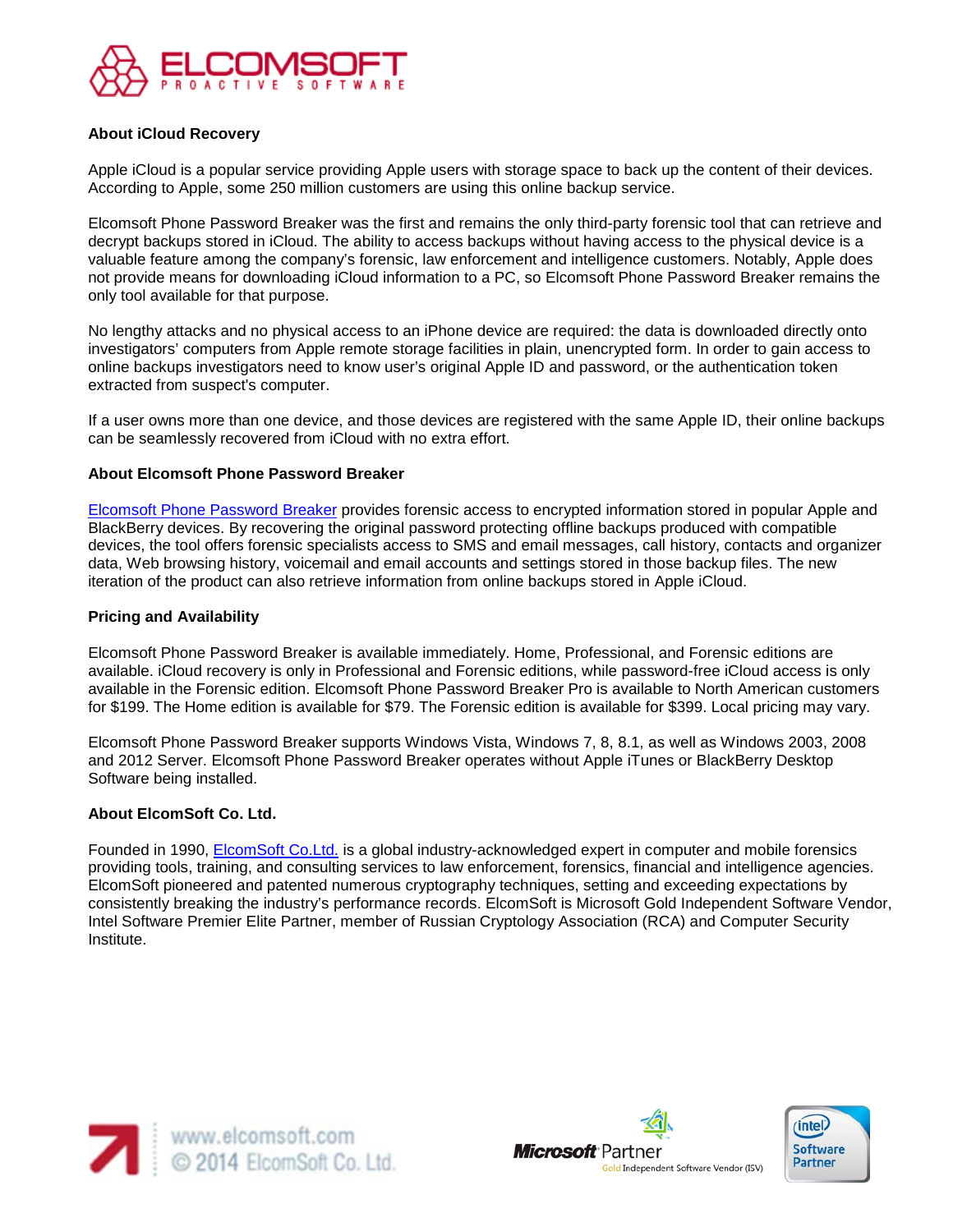### About iCloud Recovery

Apple iCloud is a popular service providing Apple users with storage space to back up the content of their devices. According to Apple, some 250 million customers are using this online backup service.

Elcomsoft Phone Password Breaker was the first and remains the only third-party forensic tool that can retrieve and decrypt backups stored in iCloud. The ability to access backups without having access to the physical device is a valuable feature among the company's forensic, law enforcement and intelligence customers. Notably, Apple does not provide means for downloading iCloud information to a PC, so Elcomsoft Phone Password Breaker remains the only tool available for that purpose.

No lengthy attacks and no physical access to an iPhone device are required: the data is downloaded directly onto investigators' computers from Apple remote storage facilities in plain, unencrypted form. In order to gain access to online backups investigators need to know user's original Apple ID and password, or the authentication token extracted from suspect's computer.

If a user owns more than one device, and those devices are registered with the same Apple ID, their online backups can be seamlessly recovered from iCloud with no extra effort.

### About Elcomsoft Phone Password Breaker

Elcomsoft Phone Password Breaker provides forensic access to encrypted information stored in popular Apple and BlackBerry devices. By recovering the original password protecting offline backups produced with compatible devices, the tool offers forensic specialists access to SMS and email messages, call history, contacts and organizer data, Web browsing history, voicemail and email accounts and settings stored in those backup files. The new iteration of the product can also retrieve information from online backups stored in Apple iCloud.

### Pricing and Availability

Elcomsoft Phone Password Breaker is available immediately. Home, Professional, and Forensic editions are available. iCloud recovery is only in Professional and Forensic editions, while password-free iCloud access is only available in the Forensic edition. Elcomsoft Phone Password Breaker Pro is available to North American customers for $199. The Home edition is available for $79. The Forensic edition is available for $399. Local pricing may vary.

Elcomsoft Phone Password Breaker supports Windows Vista, Windows 7, 8, 8.1, as well as Windows 2003, 2008 and 2012 Server. Elcomsoft Phone Password Breaker operates without Apple iTunes or BlackBerry Desktop Software being installed.

### About ElcomSoft Co. Ltd.

Founded in 1990, ElcomSoft Co.Ltd. is a global industry-acknowledged expert in computer and mobile forensics providing tools, training, and consulting services to law enforcement, forensics, financial and intelligence agencies. ElcomSoft pioneered and patented numerous cryptography techniques, setting and exceeding expectations by consistently breaking the industry's performance records. ElcomSoft is Microsoft Gold Independent Software Vendor, Intel Software Premier Elite Partner, member of Russian Cryptology Association (RCA) and Computer Security Institute.